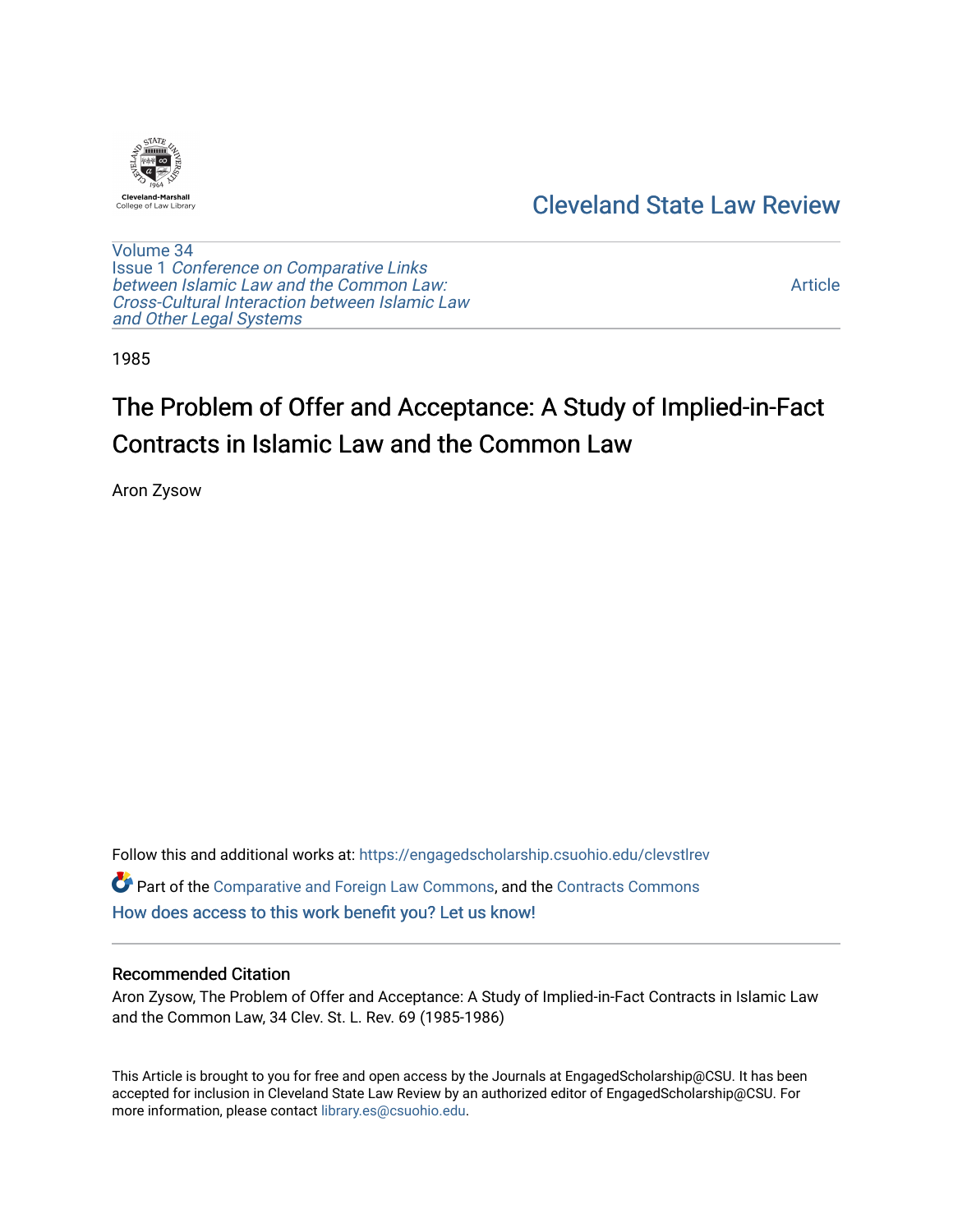Cleveland-Marshall College of Law Library

# Cleveland State Law Review

Volume 34
Issue 1 *Conference on Comparative Links between Islamic Law and the Common Law: Cross-Cultural Interaction between Islamic Law and Other Legal Systems*

Article

1985

# The Problem of Offer and Acceptance: A Study of Implied-in-Fact Contracts in Islamic Law and the Common Law

Aron Zysow

Follow this and additional works at: https://engagedscholarship.csuohio.edu/clevstlrev

Part of the Comparative and Foreign Law Commons, and the Contracts Commons

How does access to this work benefit you? Let us know!

### Recommended Citation

Aron Zysow, The Problem of Offer and Acceptance: A Study of Implied-in-Fact Contracts in Islamic Law and the Common Law, 34 Clev. St. L. Rev. 69 (1985-1986)

This Article is brought to you for free and open access by the Journals at EngagedScholarship@CSU. It has been accepted for inclusion in Cleveland State Law Review by an authorized editor of EngagedScholarship@CSU. For more information, please contact library.es@csuohio.edu.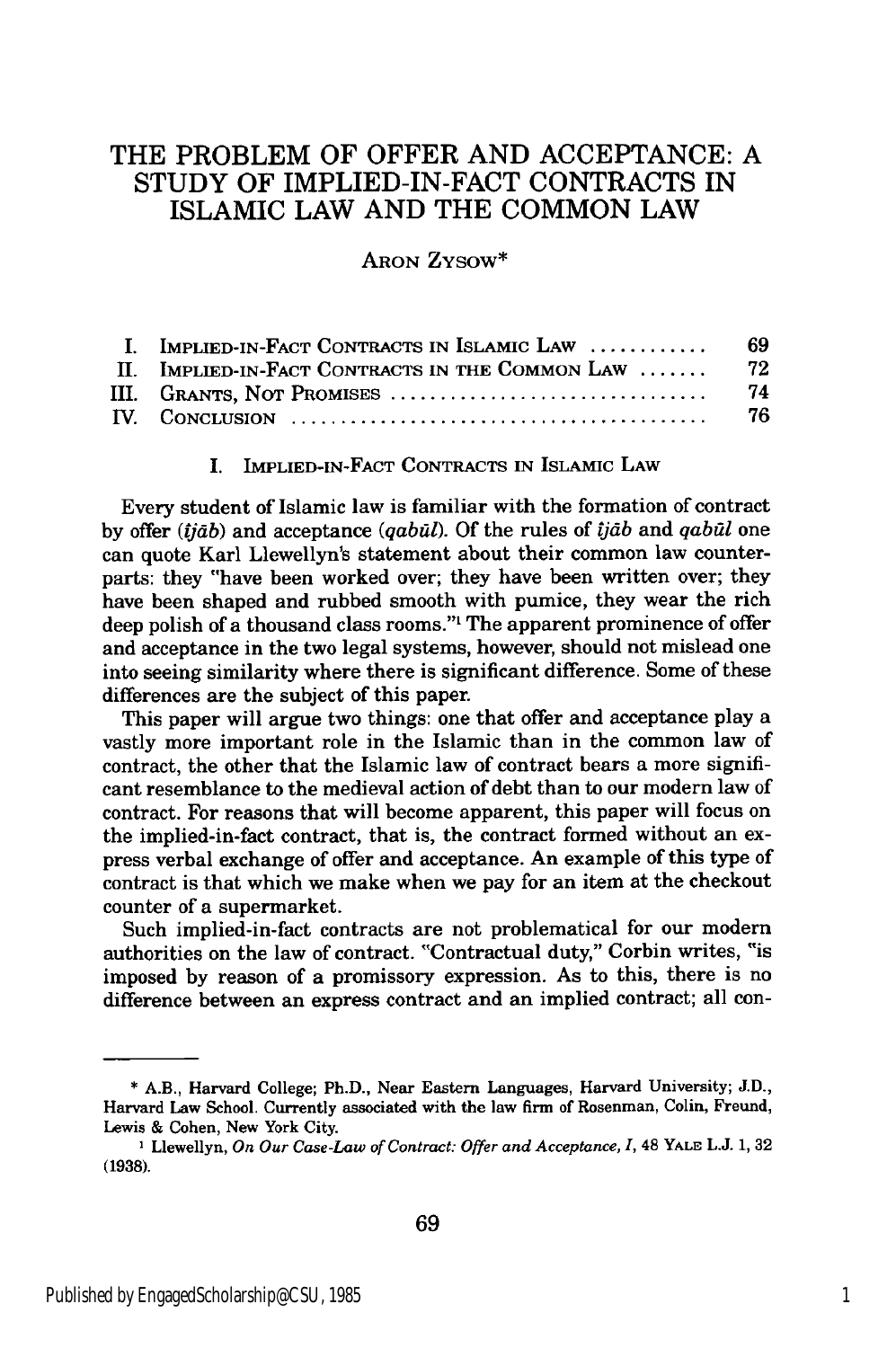# THE PROBLEM OF OFFER AND ACCEPTANCE: A STUDY OF IMPLIED-IN-FACT CONTRACTS IN ISLAMIC LAW AND THE COMMON LAW

ARON ZYSOW*

| | | |
|---|---|---|
| I. | IMPLIED-IN-FACT CONTRACTS IN ISLAMIC LAW ............ | 69 |
| II. | IMPLIED-IN-FACT CONTRACTS IN THE COMMON LAW ....... | 72 |
| III. | GRANTS, NOT PROMISES ................................ | 74 |
| IV. | CONCLUSION .......................................... | 76 |

## I. IMPLIED-IN-FACT CONTRACTS IN ISLAMIC LAW

Every student of Islamic law is familiar with the formation of contract by offer (*ījāb*) and acceptance (*qabūl*). Of the rules of *ījāb* and *qabūl* one can quote Karl Llewellyn's statement about their common law counterparts: they "have been worked over; they have been written over; they have been shaped and rubbed smooth with pumice, they wear the rich deep polish of a thousand class rooms."[1] The apparent prominence of offer and acceptance in the two legal systems, however, should not mislead one into seeing similarity where there is significant difference. Some of these differences are the subject of this paper.

This paper will argue two things: one that offer and acceptance play a vastly more important role in the Islamic than in the common law of contract, the other that the Islamic law of contract bears a more significant resemblance to the medieval action of debt than to our modern law of contract. For reasons that will become apparent, this paper will focus on the implied-in-fact contract, that is, the contract formed without an express verbal exchange of offer and acceptance. An example of this type of contract is that which we make when we pay for an item at the checkout counter of a supermarket.

Such implied-in-fact contracts are not problematical for our modern authorities on the law of contract. "Contractual duty," Corbin writes, "is imposed by reason of a promissory expression. As to this, there is no difference between an express contract and an implied contract; all con-

---

\* A.B., Harvard College; Ph.D., Near Eastern Languages, Harvard University; J.D., Harvard Law School. Currently associated with the law firm of Rosenman, Colin, Freund, Lewis & Cohen, New York City.

[1] Llewellyn, *On Our Case-Law of Contract: Offer and Acceptance, I*, 48 YALE L.J. 1, 32 (1938).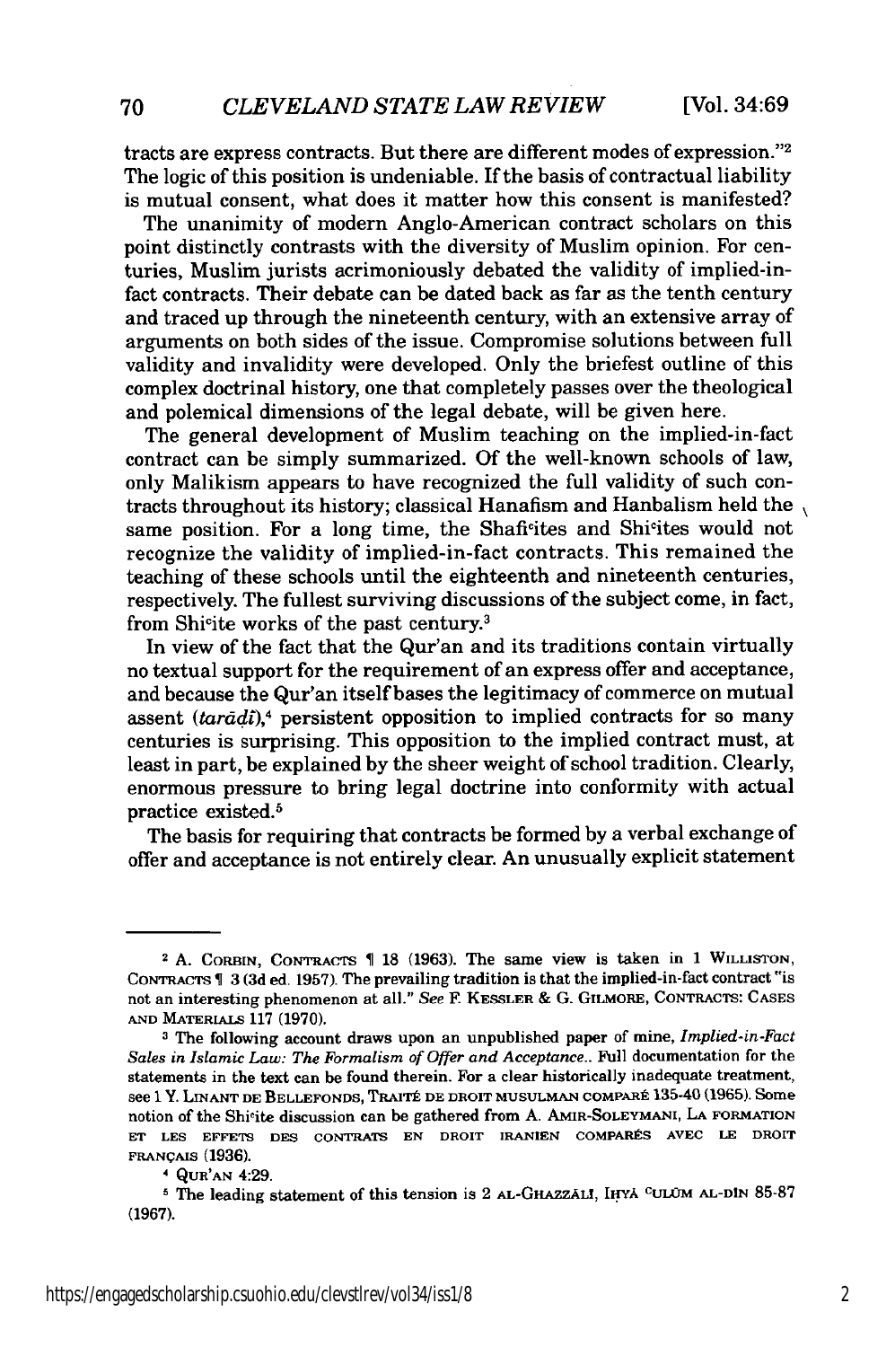tracts are express contracts. But there are different modes of expression."[2] The logic of this position is undeniable. If the basis of contractual liability is mutual consent, what does it matter how this consent is manifested?

The unanimity of modern Anglo-American contract scholars on this point distinctly contrasts with the diversity of Muslim opinion. For centuries, Muslim jurists acrimoniously debated the validity of implied-in-fact contracts. Their debate can be dated back as far as the tenth century and traced up through the nineteenth century, with an extensive array of arguments on both sides of the issue. Compromise solutions between full validity and invalidity were developed. Only the briefest outline of this complex doctrinal history, one that completely passes over the theological and polemical dimensions of the legal debate, will be given here.

The general development of Muslim teaching on the implied-in-fact contract can be simply summarized. Of the well-known schools of law, only Malikism appears to have recognized the full validity of such contracts throughout its history; classical Hanafism and Hanbalism held the same position. For a long time, the Shafi'ites and Shi'ites would not recognize the validity of implied-in-fact contracts. This remained the teaching of these schools until the eighteenth and nineteenth centuries, respectively. The fullest surviving discussions of the subject come, in fact, from Shi'ite works of the past century.[3]

In view of the fact that the Qur'an and its traditions contain virtually no textual support for the requirement of an express offer and acceptance, and because the Qur'an itself bases the legitimacy of commerce on mutual assent (*tarāḍī*),[4] persistent opposition to implied contracts for so many centuries is surprising. This opposition to the implied contract must, at least in part, be explained by the sheer weight of school tradition. Clearly, enormous pressure to bring legal doctrine into conformity with actual practice existed.[5]

The basis for requiring that contracts be formed by a verbal exchange of offer and acceptance is not entirely clear. An unusually explicit statement

---

[2] A. CORBIN, CONTRACTS ¶ 18 (1963). The same view is taken in 1 WILLISTON, CONTRACTS ¶ 3 (3d ed. 1957). The prevailing tradition is that the implied-in-fact contract "is not an interesting phenomenon at all." *See* F. KESSLER & G. GILMORE, CONTRACTS: CASES AND MATERIALS 117 (1970).

[3] The following account draws upon an unpublished paper of mine, *Implied-in-Fact Sales in Islamic Law: The Formalism of Offer and Acceptance*.. Full documentation for the statements in the text can be found therein. For a clear historically inadequate treatment, see 1 Y. LINANT DE BELLEFONDS, TRAITÉ DE DROIT MUSULMAN COMPARÉ 135-40 (1965). Some notion of the Shi'ite discussion can be gathered from A. AMIR-SOLEYMANI, LA FORMATION ET LES EFFETS DES CONTRATS EN DROIT IRANIEN COMPARÉS AVEC LE DROIT FRANÇAIS (1936).

[4] QUR'AN 4:29.

[5] The leading statement of this tension is 2 AL-GHAZZĀLĪ, IḤYĀ 'ULŪM AL-DĪN 85-87 (1967).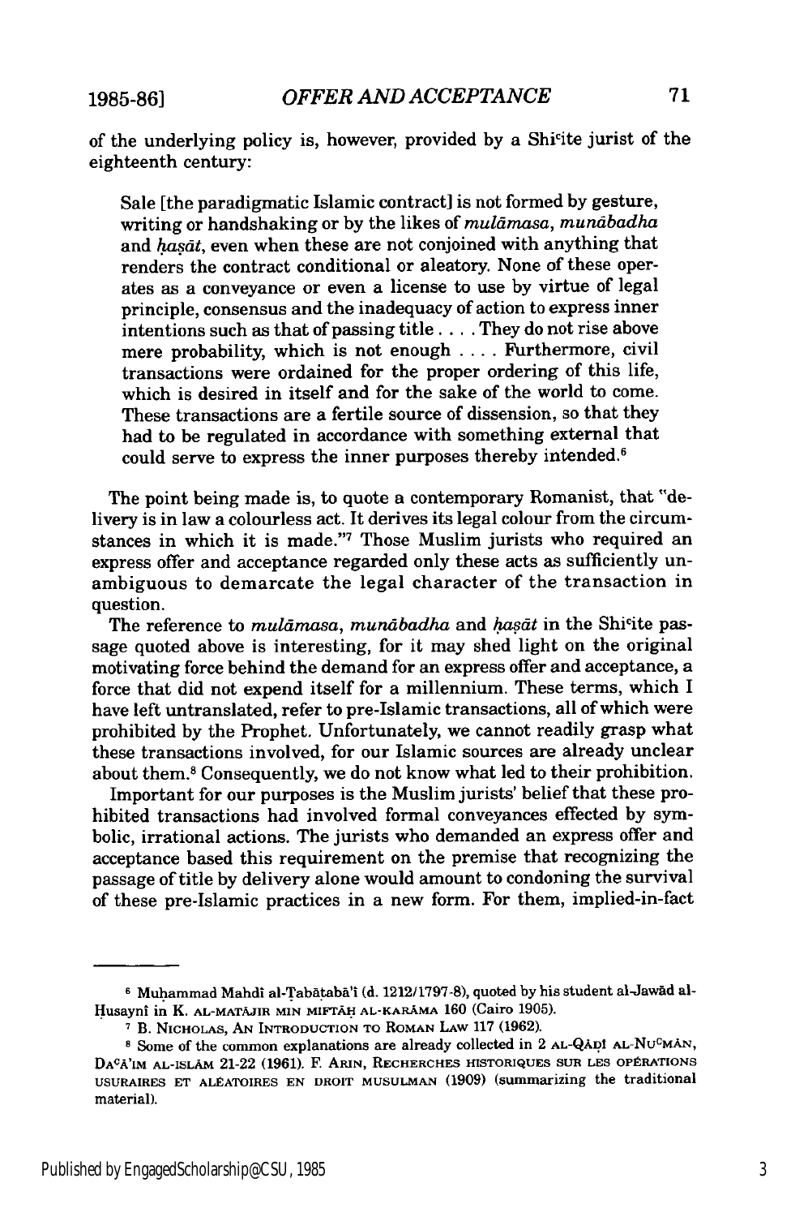of the underlying policy is, however, provided by a Shiʿite jurist of the eighteenth century:

> Sale [the paradigmatic Islamic contract] is not formed by gesture, writing or handshaking or by the likes of *mulāmasa*, *munābadha* and *ḥaṣāt*, even when these are not conjoined with anything that renders the contract conditional or aleatory. None of these operates as a conveyance or even a license to use by virtue of legal principle, consensus and the inadequacy of action to express inner intentions such as that of passing title . . . . They do not rise above mere probability, which is not enough . . . . Furthermore, civil transactions were ordained for the proper ordering of this life, which is desired in itself and for the sake of the world to come. These transactions are a fertile source of dissension, so that they had to be regulated in accordance with something external that could serve to express the inner purposes thereby intended.[6]

The point being made is, to quote a contemporary Romanist, that "delivery is in law a colourless act. It derives its legal colour from the circumstances in which it is made."[7] Those Muslim jurists who required an express offer and acceptance regarded only these acts as sufficiently unambiguous to demarcate the legal character of the transaction in question.

The reference to *mulāmasa*, *munābadha* and *ḥaṣāt* in the Shiʿite passage quoted above is interesting, for it may shed light on the original motivating force behind the demand for an express offer and acceptance, a force that did not expend itself for a millennium. These terms, which I have left untranslated, refer to pre-Islamic transactions, all of which were prohibited by the Prophet. Unfortunately, we cannot readily grasp what these transactions involved, for our Islamic sources are already unclear about them.[8] Consequently, we do not know what led to their prohibition.

Important for our purposes is the Muslim jurists' belief that these prohibited transactions had involved formal conveyances effected by symbolic, irrational actions. The jurists who demanded an express offer and acceptance based this requirement on the premise that recognizing the passage of title by delivery alone would amount to condoning the survival of these pre-Islamic practices in a new form. For them, implied-in-fact

---

[6] Muḥammad Mahdī al-Ṭabāṭabā'ī (d. 1212/1797-8), quoted by his student al-Jawād al-Ḥusaynī in K. AL-MATĀJIR MIN MIFTĀḤ AL-KARĀMA 160 (Cairo 1905).

[7] B. NICHOLAS, AN INTRODUCTION TO ROMAN LAW 117 (1962).

[8] Some of the common explanations are already collected in 2 AL-QĀḌĪ AL-NUʿMĀN, DAʿĀ'IM AL-ISLĀM 21-22 (1961). F. ARIN, RECHERCHES HISTORIQUES SUR LES OPÉRATIONS USURAIRES ET ALÉATOIRES EN DROIT MUSULMAN (1909) (summarizing the traditional material).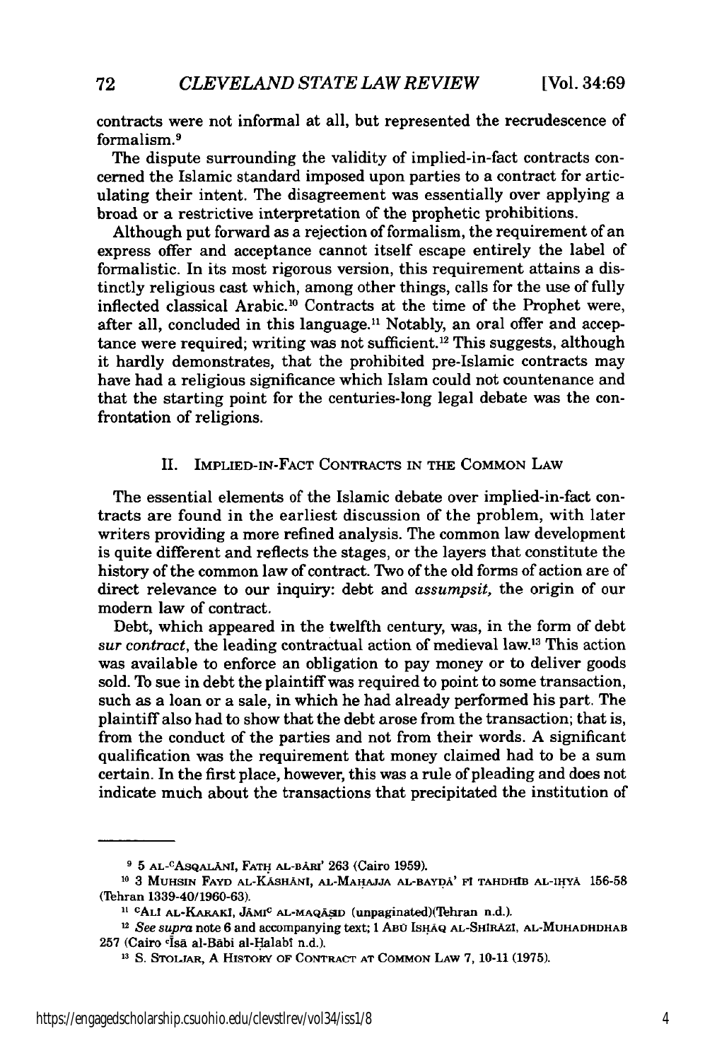contracts were not informal at all, but represented the recrudescence of formalism.[9]

The dispute surrounding the validity of implied-in-fact contracts concerned the Islamic standard imposed upon parties to a contract for articulating their intent. The disagreement was essentially over applying a broad or a restrictive interpretation of the prophetic prohibitions.

Although put forward as a rejection of formalism, the requirement of an express offer and acceptance cannot itself escape entirely the label of formalistic. In its most rigorous version, this requirement attains a distinctly religious cast which, among other things, calls for the use of fully inflected classical Arabic.[10] Contracts at the time of the Prophet were, after all, concluded in this language.[11] Notably, an oral offer and acceptance were required; writing was not sufficient.[12] This suggests, although it hardly demonstrates, that the prohibited pre-Islamic contracts may have had a religious significance which Islam could not countenance and that the starting point for the centuries-long legal debate was the confrontation of religions.

## II. Implied-in-Fact Contracts in the Common Law

The essential elements of the Islamic debate over implied-in-fact contracts are found in the earliest discussion of the problem, with later writers providing a more refined analysis. The common law development is quite different and reflects the stages, or the layers that constitute the history of the common law of contract. Two of the old forms of action are of direct relevance to our inquiry: debt and *assumpsit,* the origin of our modern law of contract.

Debt, which appeared in the twelfth century, was, in the form of debt *sur contract,* the leading contractual action of medieval law.[13] This action was available to enforce an obligation to pay money or to deliver goods sold. To sue in debt the plaintiff was required to point to some transaction, such as a loan or a sale, in which he had already performed his part. The plaintiff also had to show that the debt arose from the transaction; that is, from the conduct of the parties and not from their words. A significant qualification was the requirement that money claimed had to be a sum certain. In the first place, however, this was a rule of pleading and does not indicate much about the transactions that precipitated the institution of

---

[9] 5 AL-ᶜASQALĀNĪ, FATḤ AL-BĀRĪ 263 (Cairo 1959).

[10] 3 MUHSIN FAYD AL-KĀSHĀNĪ, AL-MAḤAJJA AL-BAYḌĀ' FĪ TAHDHĪB AL-IḤYĀ 156-58 (Tehran 1339-40/1960-63).

[11] ᶜALĪ AL-KARAKĪ, JĀMIᶜ AL-MAQĀṢID (unpaginated)(Tehran n.d.).

[12] *See supra* note 6 and accompanying text; 1 ABŪ ISḤĀQ AL-SHĪRĀZĪ, AL-MUHADHDHAB 257 (Cairo ᶜĪsā al-Bābī al-Ḥalabī n.d.).

[13] S. STOLJAR, A HISTORY OF CONTRACT AT COMMON LAW 7, 10-11 (1975).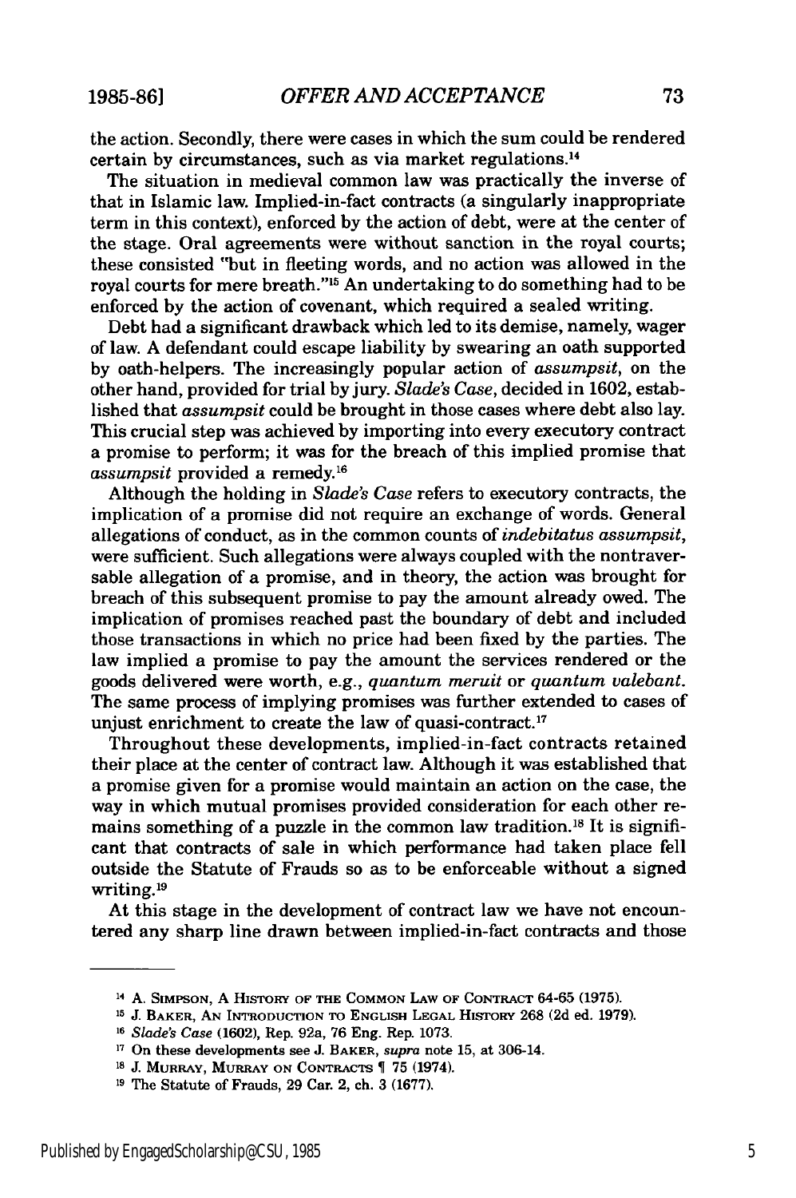the action. Secondly, there were cases in which the sum could be rendered certain by circumstances, such as via market regulations.[14]

The situation in medieval common law was practically the inverse of that in Islamic law. Implied-in-fact contracts (a singularly inappropriate term in this context), enforced by the action of debt, were at the center of the stage. Oral agreements were without sanction in the royal courts; these consisted "but in fleeting words, and no action was allowed in the royal courts for mere breath."[15] An undertaking to do something had to be enforced by the action of covenant, which required a sealed writing.

Debt had a significant drawback which led to its demise, namely, wager of law. A defendant could escape liability by swearing an oath supported by oath-helpers. The increasingly popular action of *assumpsit*, on the other hand, provided for trial by jury. *Slade's Case*, decided in 1602, established that *assumpsit* could be brought in those cases where debt also lay. This crucial step was achieved by importing into every executory contract a promise to perform; it was for the breach of this implied promise that *assumpsit* provided a remedy.[16]

Although the holding in *Slade's Case* refers to executory contracts, the implication of a promise did not require an exchange of words. General allegations of conduct, as in the common counts of *indebitatus assumpsit*, were sufficient. Such allegations were always coupled with the nontraversable allegation of a promise, and in theory, the action was brought for breach of this subsequent promise to pay the amount already owed. The implication of promises reached past the boundary of debt and included those transactions in which no price had been fixed by the parties. The law implied a promise to pay the amount the services rendered or the goods delivered were worth, e.g., *quantum meruit* or *quantum valebant*. The same process of implying promises was further extended to cases of unjust enrichment to create the law of quasi-contract.[17]

Throughout these developments, implied-in-fact contracts retained their place at the center of contract law. Although it was established that a promise given for a promise would maintain an action on the case, the way in which mutual promises provided consideration for each other remains something of a puzzle in the common law tradition.[18] It is significant that contracts of sale in which performance had taken place fell outside the Statute of Frauds so as to be enforceable without a signed writing.[19]

At this stage in the development of contract law we have not encountered any sharp line drawn between implied-in-fact contracts and those

---

[14] A. SIMPSON, A HISTORY OF THE COMMON LAW OF CONTRACT 64-65 (1975).

[15] J. BAKER, AN INTRODUCTION TO ENGLISH LEGAL HISTORY 268 (2d ed. 1979).

[16] *Slade's Case* (1602), Rep. 92a, 76 Eng. Rep. 1073.

[17] On these developments see J. BAKER, *supra* note 15, at 306-14.

[18] J. MURRAY, MURRAY ON CONTRACTS ¶ 75 (1974).

[19] The Statute of Frauds, 29 Car. 2, ch. 3 (1677).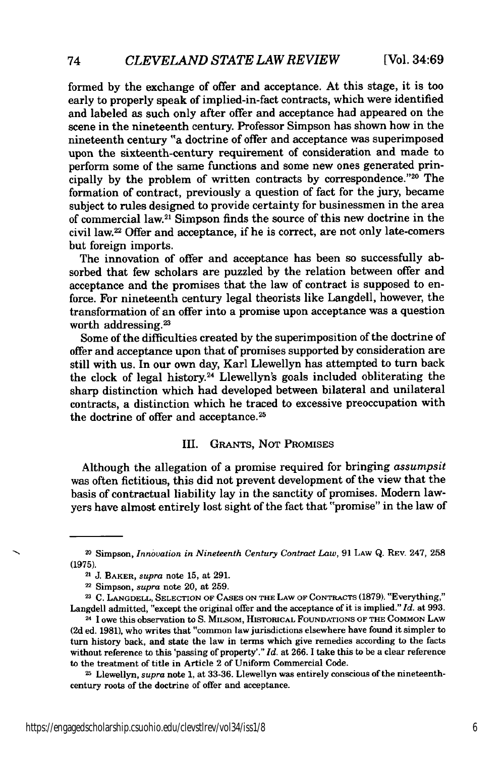formed by the exchange of offer and acceptance. At this stage, it is too early to properly speak of implied-in-fact contracts, which were identified and labeled as such only after offer and acceptance had appeared on the scene in the nineteenth century. Professor Simpson has shown how in the nineteenth century "a doctrine of offer and acceptance was superimposed upon the sixteenth-century requirement of consideration and made to perform some of the same functions and some new ones generated principally by the problem of written contracts by correspondence."[20] The formation of contract, previously a question of fact for the jury, became subject to rules designed to provide certainty for businessmen in the area of commercial law.[21] Simpson finds the source of this new doctrine in the civil law.[22] Offer and acceptance, if he is correct, are not only late-comers but foreign imports.

The innovation of offer and acceptance has been so successfully absorbed that few scholars are puzzled by the relation between offer and acceptance and the promises that the law of contract is supposed to enforce. For nineteenth century legal theorists like Langdell, however, the transformation of an offer into a promise upon acceptance was a question worth addressing.[23]

Some of the difficulties created by the superimposition of the doctrine of offer and acceptance upon that of promises supported by consideration are still with us. In our own day, Karl Llewellyn has attempted to turn back the clock of legal history.[24] Llewellyn's goals included obliterating the sharp distinction which had developed between bilateral and unilateral contracts, a distinction which he traced to excessive preoccupation with the doctrine of offer and acceptance.[25]

## III. Grants, Not Promises

Although the allegation of a promise required for bringing *assumpsit* was often fictitious, this did not prevent development of the view that the basis of contractual liability lay in the sanctity of promises. Modern lawyers have almost entirely lost sight of the fact that "promise" in the law of

---

[20] Simpson, *Innovation in Nineteenth Century Contract Law*, 91 Law Q. Rev. 247, 258 (1975).

[21] J. Baker, *supra* note 15, at 291.

[22] Simpson, *supra* note 20, at 259.

[23] C. Langdell, Selection of Cases on the Law of Contracts (1879). "Everything," Langdell admitted, "except the original offer and the acceptance of it is implied." *Id.* at 993.

[24] I owe this observation to S. Milsom, Historical Foundations of the Common Law (2d ed. 1981), who writes that "common law jurisdictions elsewhere have found it simpler to turn history back, and state the law in terms which give remedies according to the facts without reference to this 'passing of property'." *Id.* at 266. I take this to be a clear reference to the treatment of title in Article 2 of Uniform Commercial Code.

[25] Llewellyn, *supra* note 1, at 33-36. Llewellyn was entirely conscious of the nineteenth-century roots of the doctrine of offer and acceptance.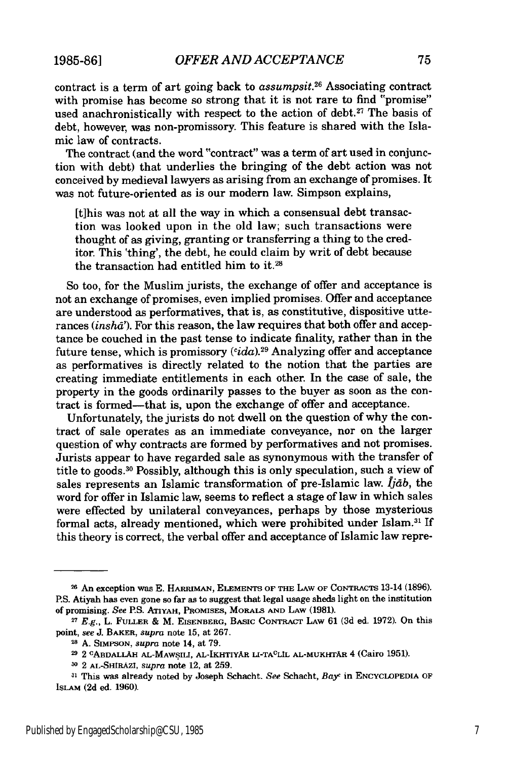contract is a term of art going back to *assumpsit*.[26] Associating contract with promise has become so strong that it is not rare to find "promise" used anachronistically with respect to the action of debt.[27] The basis of debt, however, was non-promissory. This feature is shared with the Islamic law of contracts.

The contract (and the word "contract" was a term of art used in conjunction with debt) that underlies the bringing of the debt action was not conceived by medieval lawyers as arising from an exchange of promises. It was not future-oriented as is our modern law. Simpson explains,

> [t]his was not at all the way in which a consensual debt transaction was looked upon in the old law; such transactions were thought of as giving, granting or transferring a thing to the creditor. This 'thing', the debt, he could claim by writ of debt because the transaction had entitled him to it.[28]

So too, for the Muslim jurists, the exchange of offer and acceptance is not an exchange of promises, even implied promises. Offer and acceptance are understood as performatives, that is, as constitutive, dispositive utterances (*inshā'*). For this reason, the law requires that both offer and acceptance be couched in the past tense to indicate finality, rather than in the future tense, which is promissory (*ᶜida*).[29] Analyzing offer and acceptance as performatives is directly related to the notion that the parties are creating immediate entitlements in each other. In the case of sale, the property in the goods ordinarily passes to the buyer as soon as the contract is formed—that is, upon the exchange of offer and acceptance.

Unfortunately, the jurists do not dwell on the question of why the contract of sale operates as an immediate conveyance, nor on the larger question of why contracts are formed by performatives and not promises. Jurists appear to have regarded sale as synonymous with the transfer of title to goods.[30] Possibly, although this is only speculation, such a view of sales represents an Islamic transformation of pre-Islamic law. *Ījāb*, the word for offer in Islamic law, seems to reflect a stage of law in which sales were effected by unilateral conveyances, perhaps by those mysterious formal acts, already mentioned, which were prohibited under Islam.[31] If this theory is correct, the verbal offer and acceptance of Islamic law repre-

---

[26] An exception was E. HARRIMAN, ELEMENTS OF THE LAW OF CONTRACTS 13-14 (1896). P.S. Atiyah has even gone so far as to suggest that legal usage sheds light on the institution of promising. *See* P.S. ATIYAH, PROMISES, MORALS AND LAW (1981).

[27] *E.g.*, L. FULLER & M. EISENBERG, BASIC CONTRACT LAW 61 (3d ed. 1972). On this point, *see* J. BAKER, *supra* note 15, at 267.

[28] A. SIMPSON, *supra* note 14, at 79.

[29] 2 ᶜABDALLĀH AL-MAWṢILĪ, AL-IKHTIYĀR LI-TAᶜLĪL AL-MUKHTĀR 4 (Cairo 1951).

[30] 2 AL-SHIRĀZĪ, *supra* note 12, at 259.

[31] This was already noted by Joseph Schacht. *See* Schacht, *Bayᶜ* in ENCYCLOPEDIA OF ISLAM (2d ed. 1960).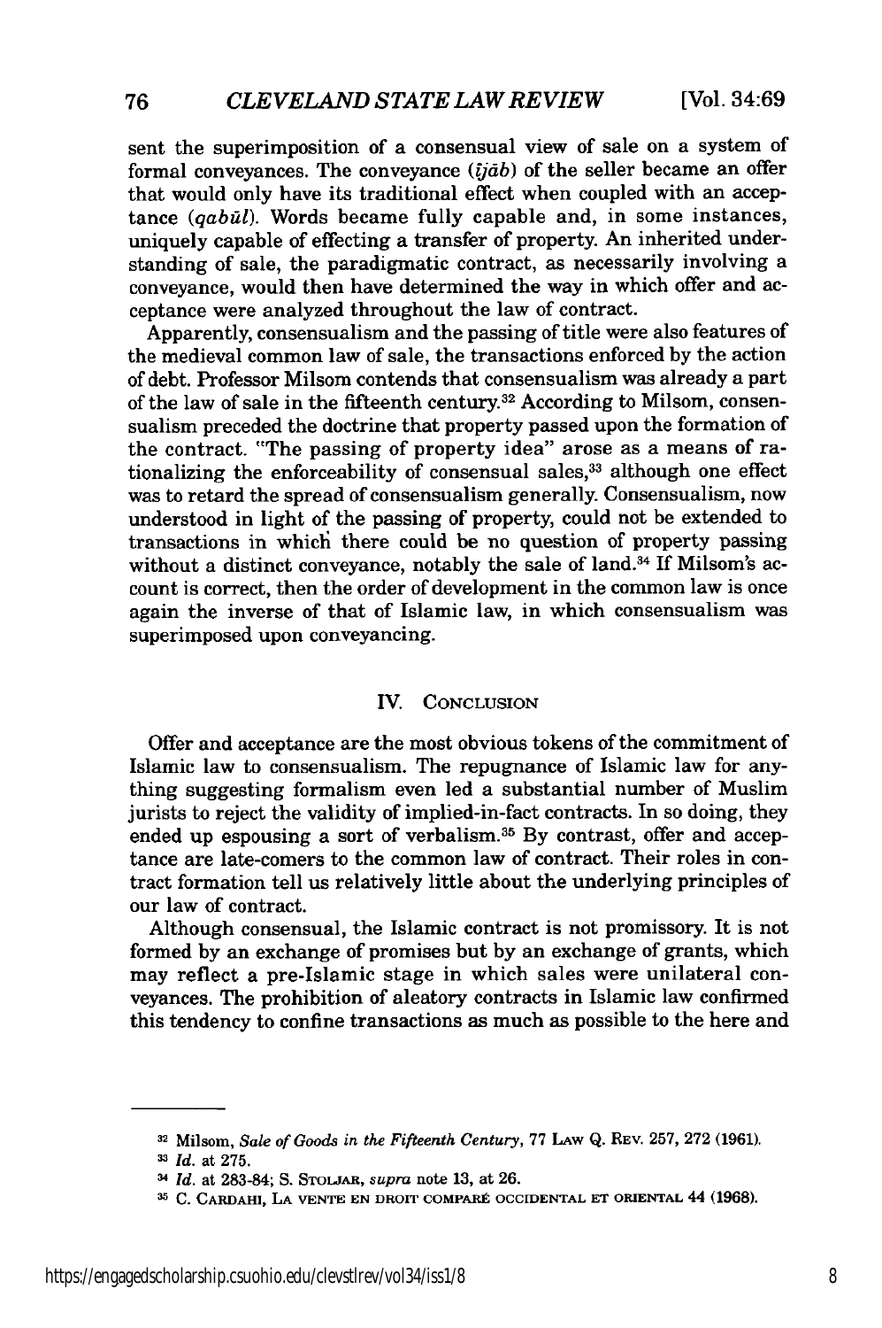sent the superimposition of a consensual view of sale on a system of formal conveyances. The conveyance (*ījāb*) of the seller became an offer that would only have its traditional effect when coupled with an acceptance (*qabūl*). Words became fully capable and, in some instances, uniquely capable of effecting a transfer of property. An inherited understanding of sale, the paradigmatic contract, as necessarily involving a conveyance, would then have determined the way in which offer and acceptance were analyzed throughout the law of contract.

Apparently, consensualism and the passing of title were also features of the medieval common law of sale, the transactions enforced by the action of debt. Professor Milsom contends that consensualism was already a part of the law of sale in the fifteenth century.[32] According to Milsom, consensualism preceded the doctrine that property passed upon the formation of the contract. "The passing of property idea" arose as a means of rationalizing the enforceability of consensual sales,[33] although one effect was to retard the spread of consensualism generally. Consensualism, now understood in light of the passing of property, could not be extended to transactions in which there could be no question of property passing without a distinct conveyance, notably the sale of land.[34] If Milsom's account is correct, then the order of development in the common law is once again the inverse of that of Islamic law, in which consensualism was superimposed upon conveyancing.

## IV. CONCLUSION

Offer and acceptance are the most obvious tokens of the commitment of Islamic law to consensualism. The repugnance of Islamic law for anything suggesting formalism even led a substantial number of Muslim jurists to reject the validity of implied-in-fact contracts. In so doing, they ended up espousing a sort of verbalism.[35] By contrast, offer and acceptance are late-comers to the common law of contract. Their roles in contract formation tell us relatively little about the underlying principles of our law of contract.

Although consensual, the Islamic contract is not promissory. It is not formed by an exchange of promises but by an exchange of grants, which may reflect a pre-Islamic stage in which sales were unilateral conveyances. The prohibition of aleatory contracts in Islamic law confirmed this tendency to confine transactions as much as possible to the here and

---

[32] Milsom, *Sale of Goods in the Fifteenth Century*, 77 LAW Q. REV. 257, 272 (1961).

[33] *Id.* at 275.

[34] *Id.* at 283-84; S. STOLJAR, *supra* note 13, at 26.

[35] C. CARDAHI, LA VENTE EN DROIT COMPARÉ OCCIDENTAL ET ORIENTAL 44 (1968).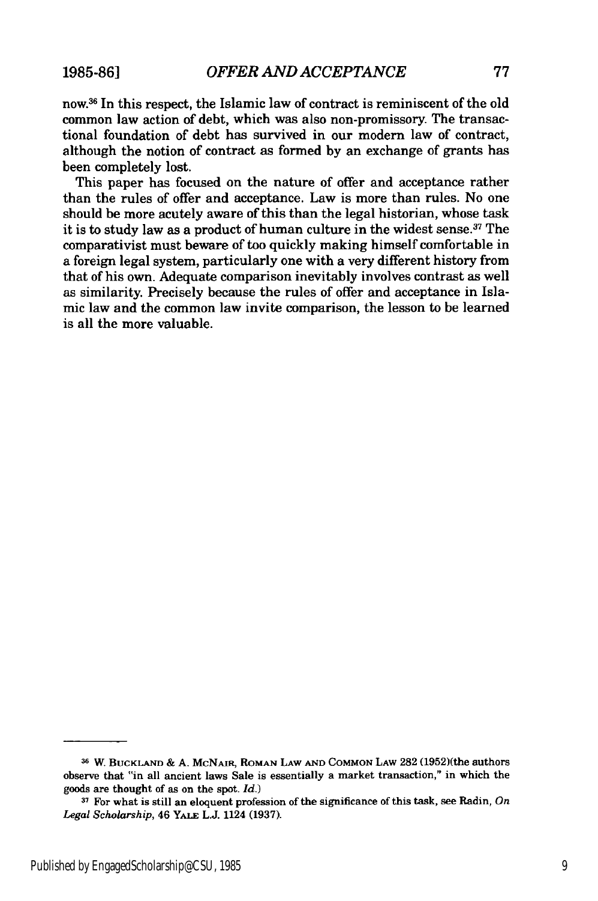now.[36] In this respect, the Islamic law of contract is reminiscent of the old common law action of debt, which was also non-promissory. The transactional foundation of debt has survived in our modern law of contract, although the notion of contract as formed by an exchange of grants has been completely lost.

This paper has focused on the nature of offer and acceptance rather than the rules of offer and acceptance. Law is more than rules. No one should be more acutely aware of this than the legal historian, whose task it is to study law as a product of human culture in the widest sense.[37] The comparativist must beware of too quickly making himself comfortable in a foreign legal system, particularly one with a very different history from that of his own. Adequate comparison inevitably involves contrast as well as similarity. Precisely because the rules of offer and acceptance in Islamic law and the common law invite comparison, the lesson to be learned is all the more valuable.

---

[36] W. BUCKLAND & A. MCNAIR, ROMAN LAW AND COMMON LAW 282 (1952)(the authors observe that "in all ancient laws Sale is essentially a market transaction," in which the goods are thought of as on the spot. *Id.*)

[37] For what is still an eloquent profession of the significance of this task, see Radin, *On Legal Scholarship*, 46 YALE L.J. 1124 (1937).